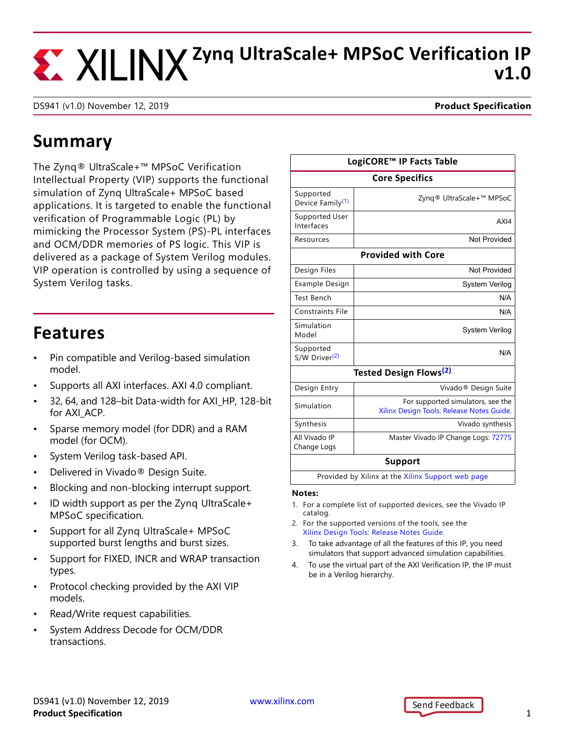# Zynq UltraScale+ MPSoC Verification IP v1.0

DS941 (v1.0) November 12, 2019 **Product Specification**

## Summary

The Zynq® UltraScale+™ MPSoC Verification Intellectual Property (VIP) supports the functional simulation of Zynq UltraScale+ MPSoC based applications. It is targeted to enable the functional verification of Programmable Logic (PL) by mimicking the Processor System (PS)-PL interfaces and OCM/DDR memories of PS logic. This VIP is delivered as a package of System Verilog modules. VIP operation is controlled by using a sequence of System Verilog tasks.

## Features

- Pin compatible and Verilog-based simulation model.
- Supports all AXI interfaces. AXI 4.0 compliant.
- 32, 64, and 128–bit Data-width for AXI_HP, 128-bit for AXI_ACP.
- Sparse memory model (for DDR) and a RAM model (for OCM).
- System Verilog task-based API.
- Delivered in Vivado® Design Suite.
- Blocking and non-blocking interrupt support.
- ID width support as per the Zynq UltraScale+ MPSoC specification.
- Support for all Zynq UltraScale+ MPSoC supported burst lengths and burst sizes.
- Support for FIXED, INCR and WRAP transaction types.
- Protocol checking provided by the AXI VIP models.
- Read/Write request capabilities.
- System Address Decode for OCM/DDR transactions.

| LogiCORE™ IP Facts Table | |
|---|---|
| **Core Specifics** | |
| Supported Device Family[(1)] | Zynq® UltraScale+™ MPSoC |
| Supported User Interfaces | AXI4 |
| Resources | Not Provided |
| **Provided with Core** | |
| Design Files | Not Provided |
| Example Design | System Verilog |
| Test Bench | N/A |
| Constraints File | N/A |
| Simulation Model | System Verilog |
| Supported S/W Driver[(2)] | N/A |
| **Tested Design Flows[(2)]** | |
| Design Entry | Vivado® Design Suite |
| Simulation | For supported simulators, see the Xilinx Design Tools: Release Notes Guide. |
| Synthesis | Vivado synthesis |
| All Vivado IP Change Logs | Master Vivado IP Change Logs: 72775 |
| **Support** | |
| Provided by Xilinx at the Xilinx Support web page | |

**Notes:**

1. For a complete list of supported devices, see the Vivado IP catalog.
2. For the supported versions of the tools, see the Xilinx Design Tools: Release Notes Guide.
3. To take advantage of all the features of this IP, you need simulators that support advanced simulation capabilities.
4. To use the virtual part of the AXI Verification IP, the IP must be in a Verilog hierarchy.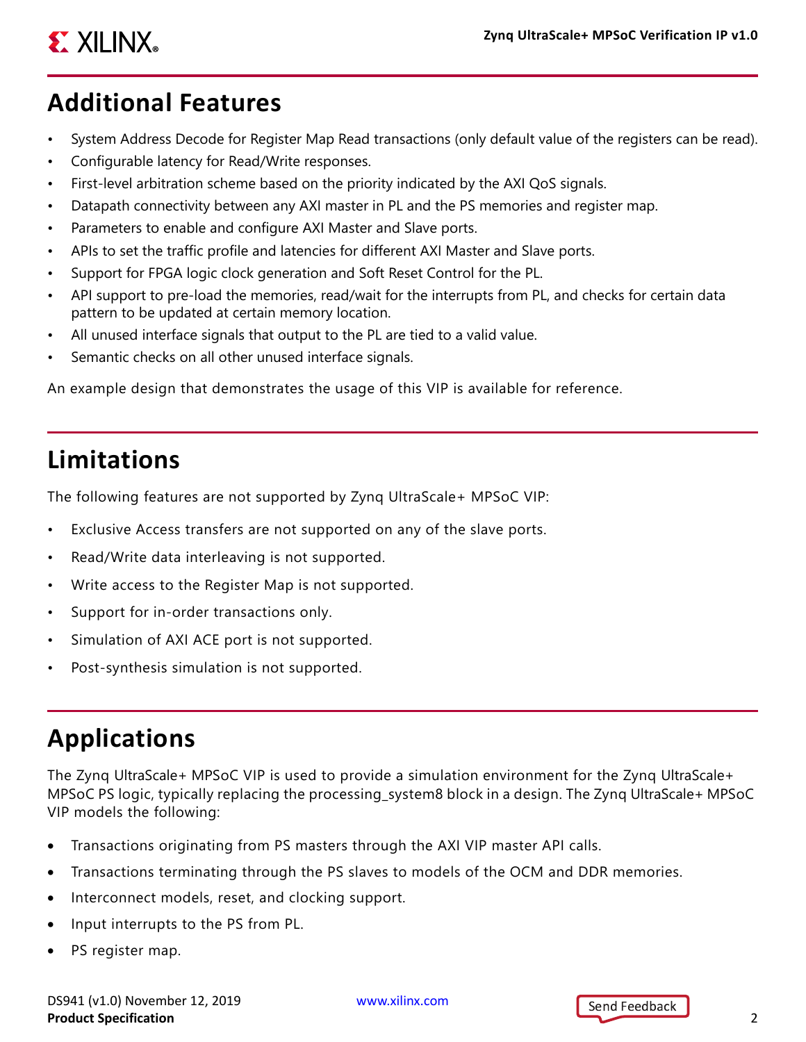## Additional Features

- System Address Decode for Register Map Read transactions (only default value of the registers can be read).
- Configurable latency for Read/Write responses.
- First-level arbitration scheme based on the priority indicated by the AXI QoS signals.
- Datapath connectivity between any AXI master in PL and the PS memories and register map.
- Parameters to enable and configure AXI Master and Slave ports.
- APIs to set the traffic profile and latencies for different AXI Master and Slave ports.
- Support for FPGA logic clock generation and Soft Reset Control for the PL.
- API support to pre-load the memories, read/wait for the interrupts from PL, and checks for certain data pattern to be updated at certain memory location.
- All unused interface signals that output to the PL are tied to a valid value.
- Semantic checks on all other unused interface signals.

An example design that demonstrates the usage of this VIP is available for reference.

## Limitations

The following features are not supported by Zynq UltraScale+ MPSoC VIP:

- Exclusive Access transfers are not supported on any of the slave ports.
- Read/Write data interleaving is not supported.
- Write access to the Register Map is not supported.
- Support for in-order transactions only.
- Simulation of AXI ACE port is not supported.
- Post-synthesis simulation is not supported.

## Applications

The Zynq UltraScale+ MPSoC VIP is used to provide a simulation environment for the Zynq UltraScale+ MPSoC PS logic, typically replacing the processing_system8 block in a design. The Zynq UltraScale+ MPSoC VIP models the following:

- Transactions originating from PS masters through the AXI VIP master API calls.
- Transactions terminating through the PS slaves to models of the OCM and DDR memories.
- Interconnect models, reset, and clocking support.
- Input interrupts to the PS from PL.
- PS register map.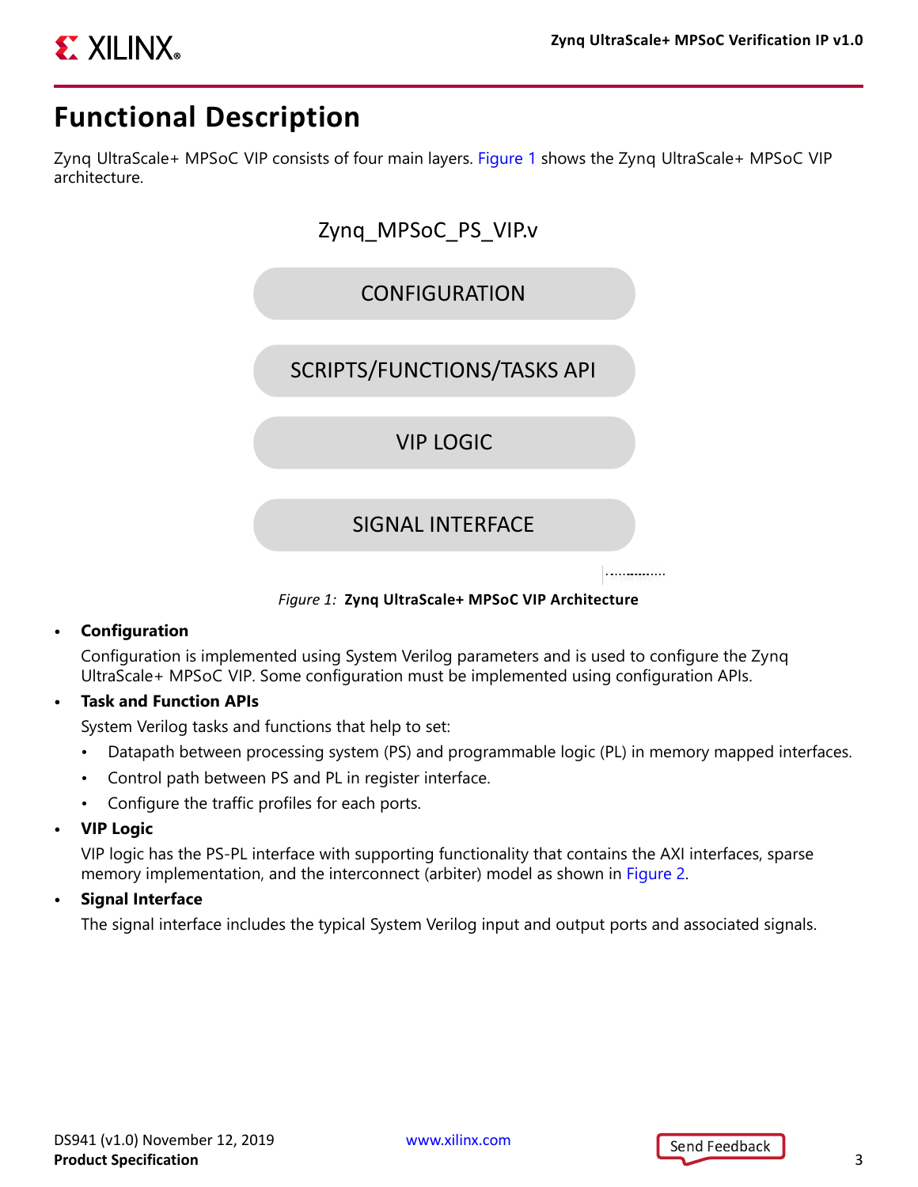# Functional Description

Zynq UltraScale+ MPSoC VIP consists of four main layers. Figure 1 shows the Zynq UltraScale+ MPSoC VIP architecture.

Zynq_MPSoC_PS_VIP.v

CONFIGURATION

SCRIPTS/FUNCTIONS/TASKS API

VIP LOGIC

SIGNAL INTERFACE

*Figure 1:* **Zynq UltraScale+ MPSoC VIP Architecture**

- **Configuration**

  Configuration is implemented using System Verilog parameters and is used to configure the Zynq UltraScale+ MPSoC VIP. Some configuration must be implemented using configuration APIs.

- **Task and Function APIs**

  System Verilog tasks and functions that help to set:

  - Datapath between processing system (PS) and programmable logic (PL) in memory mapped interfaces.
  - Control path between PS and PL in register interface.
  - Configure the traffic profiles for each ports.

- **VIP Logic**

  VIP logic has the PS-PL interface with supporting functionality that contains the AXI interfaces, sparse memory implementation, and the interconnect (arbiter) model as shown in Figure 2.

- **Signal Interface**

  The signal interface includes the typical System Verilog input and output ports and associated signals.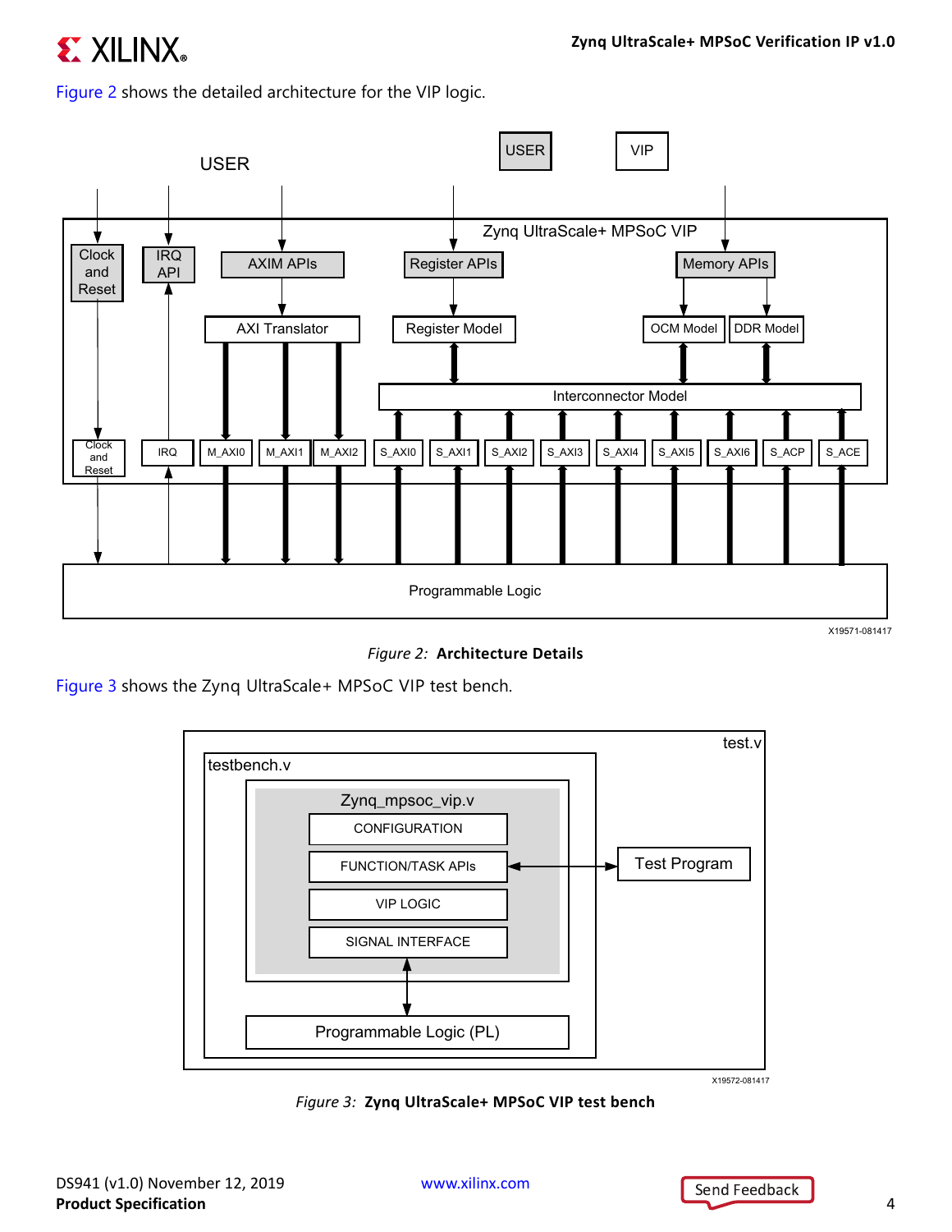Figure 2 shows the detailed architecture for the VIP logic.

*Figure 2:* **Architecture Details**

Figure 3 shows the Zynq UltraScale+ MPSoC VIP test bench.

*Figure 3:* **Zynq UltraScale+ MPSoC VIP test bench**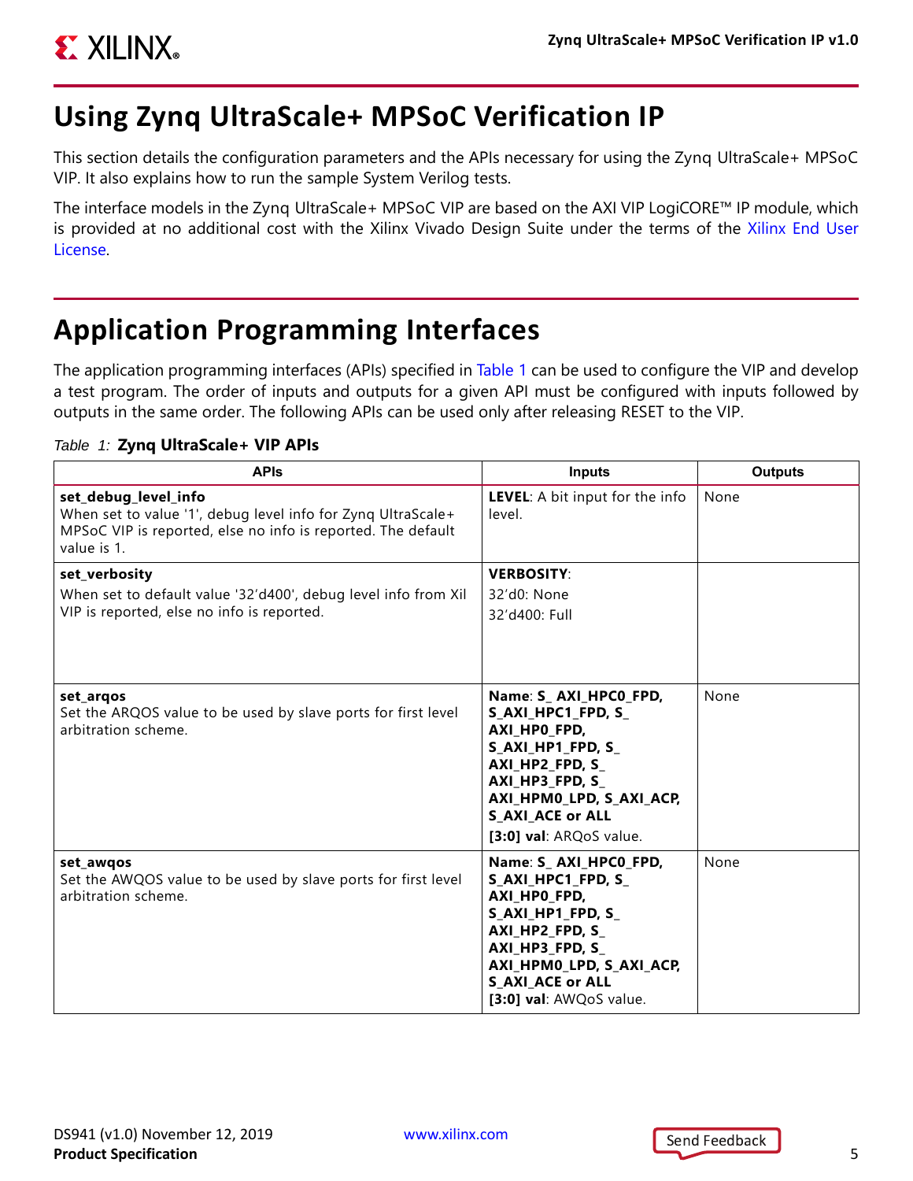# Using Zynq UltraScale+ MPSoC Verification IP

This section details the configuration parameters and the APIs necessary for using the Zynq UltraScale+ MPSoC VIP. It also explains how to run the sample System Verilog tests.

The interface models in the Zynq UltraScale+ MPSoC VIP are based on the AXI VIP LogiCORE™ IP module, which is provided at no additional cost with the Xilinx Vivado Design Suite under the terms of the Xilinx End User License.

# Application Programming Interfaces

The application programming interfaces (APIs) specified in Table 1 can be used to configure the VIP and develop a test program. The order of inputs and outputs for a given API must be configured with inputs followed by outputs in the same order. The following APIs can be used only after releasing RESET to the VIP.

*Table 1:* **Zynq UltraScale+ VIP APIs**

| APIs | Inputs | Outputs |
|---|---|---|
| **set_debug_level_info**<br>When set to value '1', debug level info for Zynq UltraScale+ MPSoC VIP is reported, else no info is reported. The default value is 1. | **LEVEL**: A bit input for the info level. | None |
| **set_verbosity**<br>When set to default value '32'd400', debug level info from Xil VIP is reported, else no info is reported. | **VERBOSITY**:<br>32'd0: None<br>32'd400: Full | |
| **set_arqos**<br>Set the ARQOS value to be used by slave ports for first level arbitration scheme. | **Name**: **S_ AXI_HPC0_FPD, S_AXI_HPC1_FPD, S_ AXI_HP0_FPD, S_AXI_HP1_FPD, S_ AXI_HP2_FPD, S_ AXI_HP3_FPD, S_ AXI_HPM0_LPD, S_AXI_ACP, S_AXI_ACE or ALL**<br>**[3:0] val**: ARQoS value. | None |
| **set_awqos**<br>Set the AWQOS value to be used by slave ports for first level arbitration scheme. | **Name**: **S_ AXI_HPC0_FPD, S_AXI_HPC1_FPD, S_ AXI_HP0_FPD, S_AXI_HP1_FPD, S_ AXI_HP2_FPD, S_ AXI_HP3_FPD, S_ AXI_HPM0_LPD, S_AXI_ACP, S_AXI_ACE or ALL**<br>**[3:0] val**: AWQoS value. | None |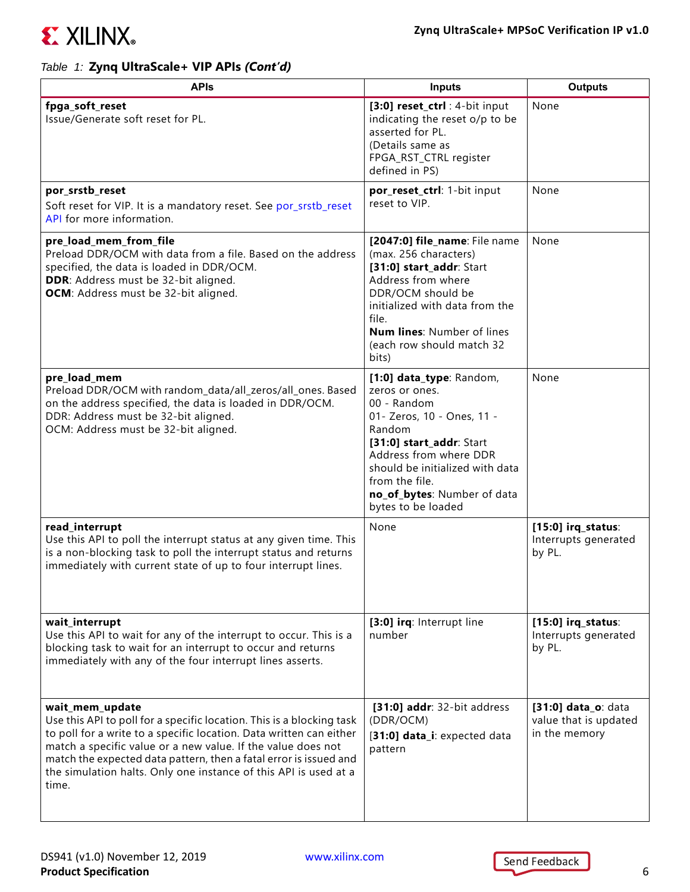*Table 1:* **Zynq UltraScale+ VIP APIs *(Cont'd)***

| APIs | Inputs | Outputs |
|---|---|---|
| **fpga_soft_reset**<br>Issue/Generate soft reset for PL. | **[3:0] reset_ctrl** : 4-bit input indicating the reset o/p to be asserted for PL.<br>(Details same as FPGA_RST_CTRL register defined in PS) | None |
| **por_srstb_reset**<br>Soft reset for VIP. It is a mandatory reset. See por_srstb_reset API for more information. | **por_reset_ctrl**: 1-bit input reset to VIP. | None |
| **pre_load_mem_from_file**<br>Preload DDR/OCM with data from a file. Based on the address specified, the data is loaded in DDR/OCM.<br>**DDR**: Address must be 32-bit aligned.<br>**OCM**: Address must be 32-bit aligned. | **[2047:0] file_name**: File name (max. 256 characters)<br>**[31:0] start_addr**: Start Address from where DDR/OCM should be initialized with data from the file.<br>**Num lines**: Number of lines (each row should match 32 bits) | None |
| **pre_load_mem**<br>Preload DDR/OCM with random_data/all_zeros/all_ones. Based on the address specified, the data is loaded in DDR/OCM.<br>DDR: Address must be 32-bit aligned.<br>OCM: Address must be 32-bit aligned. | **[1:0] data_type**: Random, zeros or ones.<br>00 - Random<br>01- Zeros, 10 - Ones, 11 - Random<br>**[31:0] start_addr**: Start Address from where DDR should be initialized with data from the file.<br>**no_of_bytes**: Number of data bytes to be loaded | None |
| **read_interrupt**<br>Use this API to poll the interrupt status at any given time. This is a non-blocking task to poll the interrupt status and returns immediately with current state of up to four interrupt lines. | None | **[15:0] irq_status**: Interrupts generated by PL. |
| **wait_interrupt**<br>Use this API to wait for any of the interrupt to occur. This is a blocking task to wait for an interrupt to occur and returns immediately with any of the four interrupt lines asserts. | **[3:0] irq**: Interrupt line number | **[15:0] irq_status**: Interrupts generated by PL. |
| **wait_mem_update**<br>Use this API to poll for a specific location. This is a blocking task to poll for a write to a specific location. Data written can either match a specific value or a new value. If the value does not match the expected data pattern, then a fatal error is issued and the simulation halts. Only one instance of this API is used at a time. | **[31:0] addr**: 32-bit address (DDR/OCM)<br>**[31:0] data_i**: expected data pattern | **[31:0] data_o**: data value that is updated in the memory |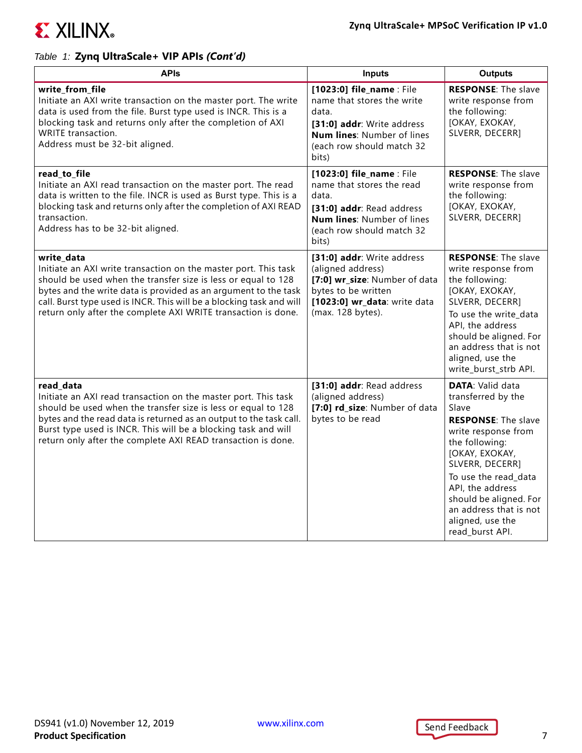*Table 1:* **Zynq UltraScale+ VIP APIs *(Cont'd)***

| APIs | Inputs | Outputs |
|---|---|---|
| **write_from_file**<br>Initiate an AXI write transaction on the master port. The write data is used from the file. Burst type used is INCR. This is a blocking task and returns only after the completion of AXI WRITE transaction.<br>Address must be 32-bit aligned. | **[1023:0] file_name** : File name that stores the write data.<br>**[31:0] addr**: Write address<br>**Num lines**: Number of lines (each row should match 32 bits) | **RESPONSE**: The slave write response from the following: [OKAY, EXOKAY, SLVERR, DECERR] |
| **read_to_file**<br>Initiate an AXI read transaction on the master port. The read data is written to the file. INCR is used as Burst type. This is a blocking task and returns only after the completion of AXI READ transaction.<br>Address has to be 32-bit aligned. | **[1023:0] file_name** : File name that stores the read data.<br>**[31:0] addr**: Read address<br>**Num lines**: Number of lines (each row should match 32 bits) | **RESPONSE**: The slave write response from the following: [OKAY, EXOKAY, SLVERR, DECERR] |
| **write_data**<br>Initiate an AXI write transaction on the master port. This task should be used when the transfer size is less or equal to 128 bytes and the write data is provided as an argument to the task call. Burst type used is INCR. This will be a blocking task and will return only after the complete AXI WRITE transaction is done. | **[31:0] addr**: Write address (aligned address)<br>**[7:0] wr_size**: Number of data bytes to be written<br>**[1023:0] wr_data**: write data (max. 128 bytes). | **RESPONSE**: The slave write response from the following: [OKAY, EXOKAY, SLVERR, DECERR]<br>To use the write_data API, the address should be aligned. For an address that is not aligned, use the write_burst_strb API. |
| **read_data**<br>Initiate an AXI read transaction on the master port. This task should be used when the transfer size is less or equal to 128 bytes and the read data is returned as an output to the task call. Burst type used is INCR. This will be a blocking task and will return only after the complete AXI READ transaction is done. | **[31:0] addr**: Read address (aligned address)<br>**[7:0] rd_size**: Number of data bytes to be read | **DATA**: Valid data transferred by the Slave<br>**RESPONSE**: The slave write response from the following: [OKAY, EXOKAY, SLVERR, DECERR]<br>To use the read_data API, the address should be aligned. For an address that is not aligned, use the read_burst API. |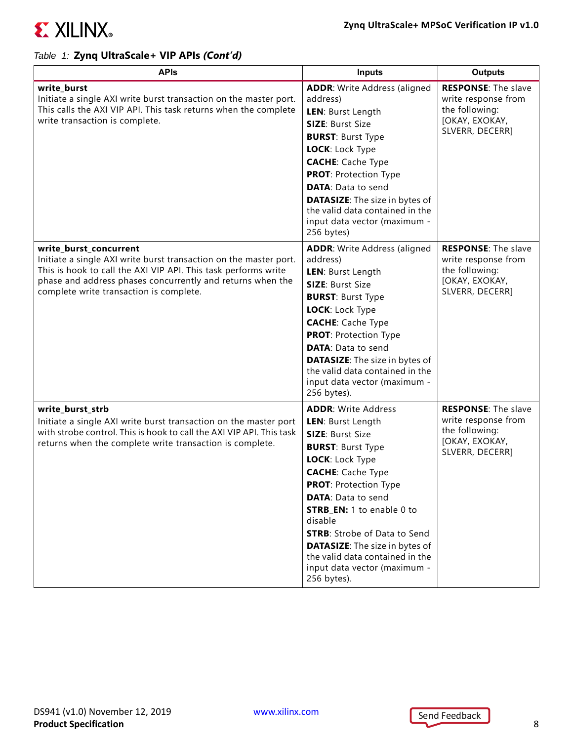*Table 1:* **Zynq UltraScale+ VIP APIs *(Cont'd)***

| APIs | Inputs | Outputs |
|---|---|---|
| **write_burst**<br>Initiate a single AXI write burst transaction on the master port. This calls the AXI VIP API. This task returns when the complete write transaction is complete. | **ADDR**: Write Address (aligned address)<br>**LEN**: Burst Length<br>**SIZE**: Burst Size<br>**BURST**: Burst Type<br>**LOCK**: Lock Type<br>**CACHE**: Cache Type<br>**PROT**: Protection Type<br>**DATA**: Data to send<br>**DATASIZE**: The size in bytes of the valid data contained in the input data vector (maximum - 256 bytes) | **RESPONSE**: The slave write response from the following: [OKAY, EXOKAY, SLVERR, DECERR] |
| **write_burst_concurrent**<br>Initiate a single AXI write burst transaction on the master port. This is hook to call the AXI VIP API. This task performs write phase and address phases concurrently and returns when the complete write transaction is complete. | **ADDR**: Write Address (aligned address)<br>**LEN**: Burst Length<br>**SIZE**: Burst Size<br>**BURST**: Burst Type<br>**LOCK**: Lock Type<br>**CACHE**: Cache Type<br>**PROT**: Protection Type<br>**DATA**: Data to send<br>**DATASIZE**: The size in bytes of the valid data contained in the input data vector (maximum - 256 bytes). | **RESPONSE**: The slave write response from the following: [OKAY, EXOKAY, SLVERR, DECERR] |
| **write_burst_strb**<br>Initiate a single AXI write burst transaction on the master port with strobe control. This is hook to call the AXI VIP API. This task returns when the complete write transaction is complete. | **ADDR**: Write Address<br>**LEN**: Burst Length<br>**SIZE**: Burst Size<br>**BURST**: Burst Type<br>**LOCK**: Lock Type<br>**CACHE**: Cache Type<br>**PROT**: Protection Type<br>**DATA**: Data to send<br>**STRB_EN:** 1 to enable 0 to disable<br>**STRB**: Strobe of Data to Send<br>**DATASIZE**: The size in bytes of the valid data contained in the input data vector (maximum - 256 bytes). | **RESPONSE**: The slave write response from the following: [OKAY, EXOKAY, SLVERR, DECERR] |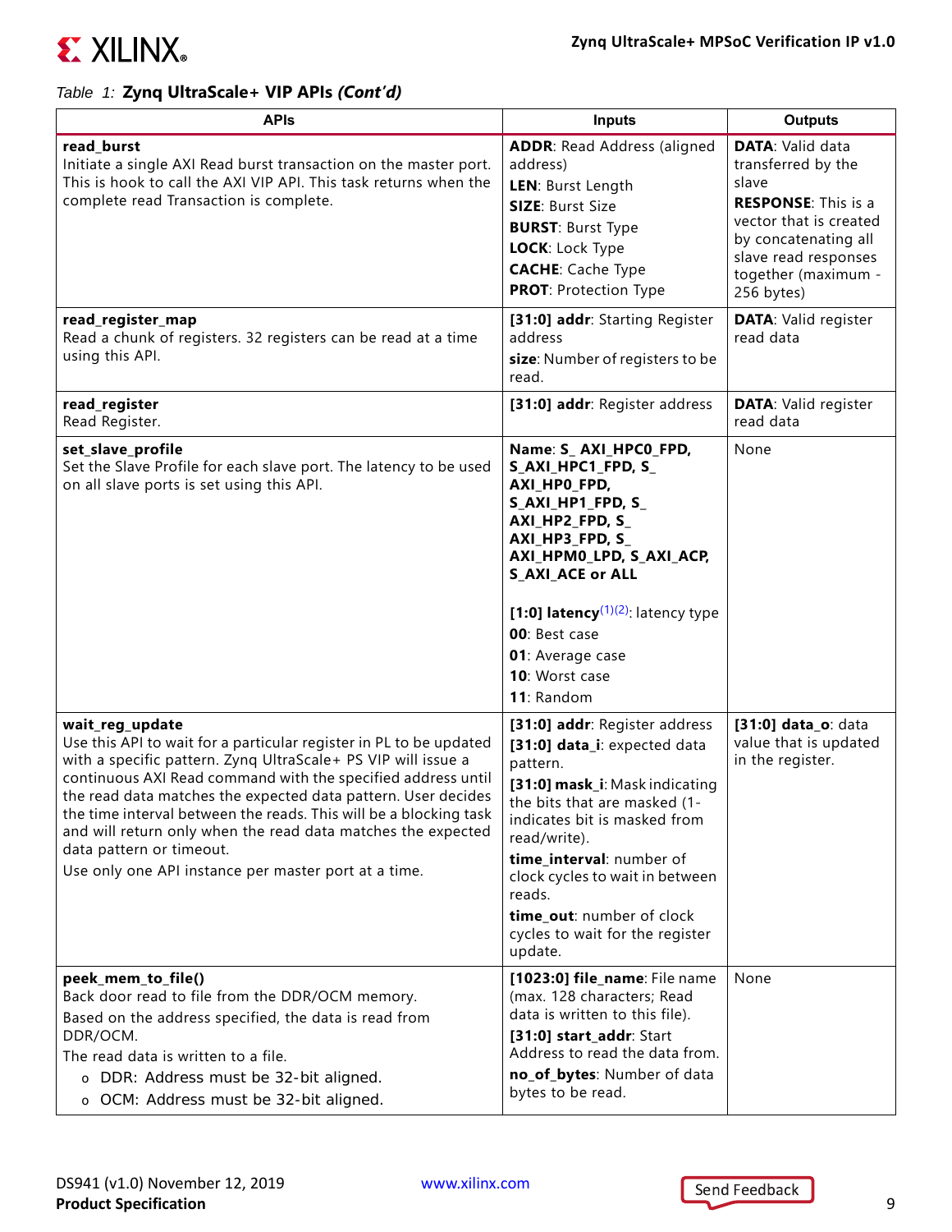*Table 1:* **Zynq UltraScale+ VIP APIs *(Cont'd)***

| APIs | Inputs | Outputs |
|---|---|---|
| **read_burst**<br>Initiate a single AXI Read burst transaction on the master port. This is hook to call the AXI VIP API. This task returns when the complete read Transaction is complete. | **ADDR**: Read Address (aligned address)<br>**LEN**: Burst Length<br>**SIZE**: Burst Size<br>**BURST**: Burst Type<br>**LOCK**: Lock Type<br>**CACHE**: Cache Type<br>**PROT**: Protection Type | **DATA**: Valid data transferred by the slave<br>**RESPONSE**: This is a vector that is created by concatenating all slave read responses together (maximum - 256 bytes) |
| **read_register_map**<br>Read a chunk of registers. 32 registers can be read at a time using this API. | **[31:0] addr**: Starting Register address<br>**size**: Number of registers to be read. | **DATA**: Valid register read data |
| **read_register**<br>Read Register. | **[31:0] addr**: Register address | **DATA**: Valid register read data |
| **set_slave_profile**<br>Set the Slave Profile for each slave port. The latency to be used on all slave ports is set using this API. | **Name: S_ AXI_HPC0_FPD, S_AXI_HPC1_FPD, S_ AXI_HP0_FPD, S_AXI_HP1_FPD, S_ AXI_HP2_FPD, S_ AXI_HP3_FPD, S_ AXI_HPM0_LPD, S_AXI_ACP, S_AXI_ACE or ALL**<br><br>**[1:0] latency**[1][2]: latency type<br>**00**: Best case<br>**01**: Average case<br>**10**: Worst case<br>**11**: Random | None |
| **wait_reg_update**<br>Use this API to wait for a particular register in PL to be updated with a specific pattern. Zynq UltraScale+ PS VIP will issue a continuous AXI Read command with the specified address until the read data matches the expected data pattern. User decides the time interval between the reads. This will be a blocking task and will return only when the read data matches the expected data pattern or timeout.<br>Use only one API instance per master port at a time. | **[31:0] addr**: Register address<br>**[31:0] data_i**: expected data pattern.<br>**[31:0] mask_i**: Mask indicating the bits that are masked (1- indicates bit is masked from read/write).<br>**time_interval**: number of clock cycles to wait in between reads.<br>**time_out**: number of clock cycles to wait for the register update. | **[31:0] data_o**: data value that is updated in the register. |
| **peek_mem_to_file()**<br>Back door read to file from the DDR/OCM memory.<br>Based on the address specified, the data is read from DDR/OCM.<br>The read data is written to a file.<br>o DDR: Address must be 32-bit aligned.<br>o OCM: Address must be 32-bit aligned. | **[1023:0] file_name**: File name (max. 128 characters; Read data is written to this file).<br>**[31:0] start_addr**: Start Address to read the data from.<br>**no_of_bytes**: Number of data bytes to be read. | None |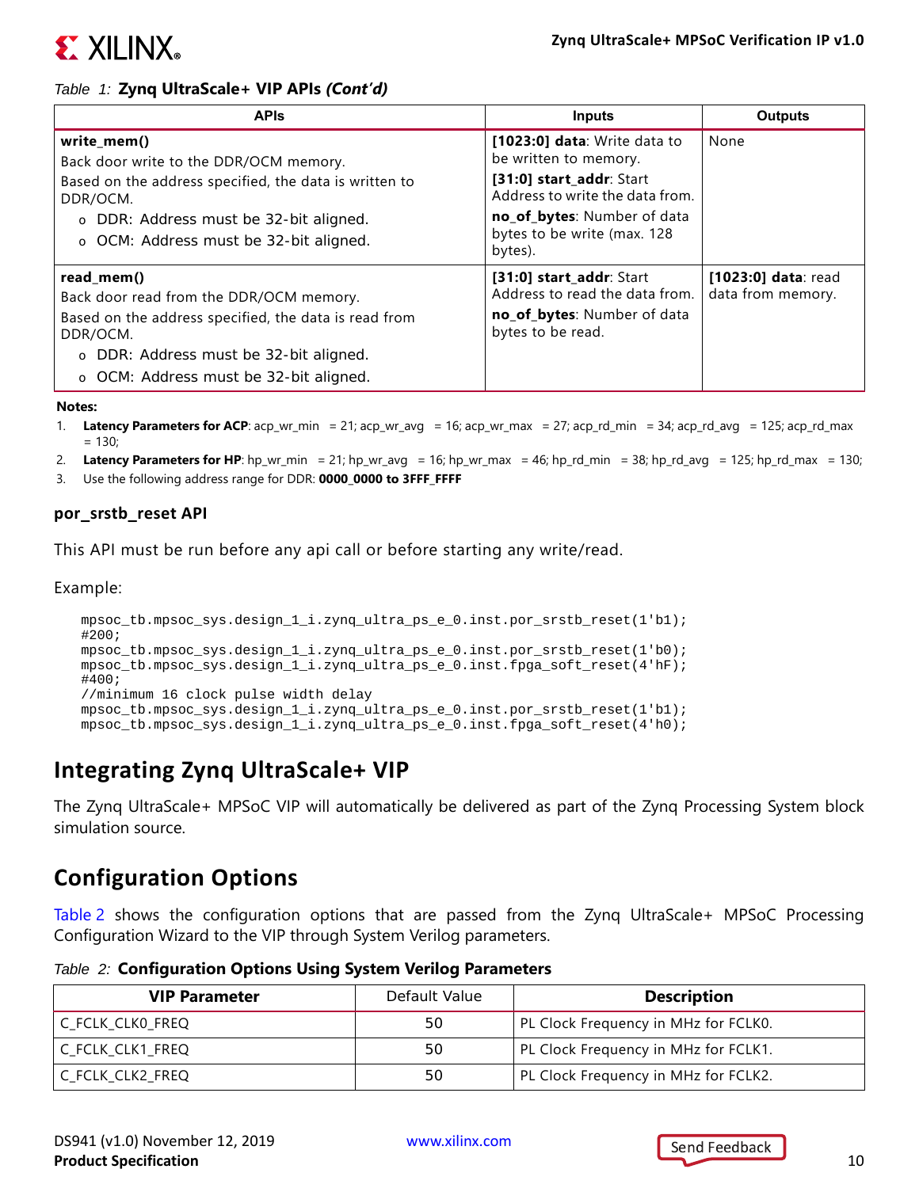*Table 1:* **Zynq UltraScale+ VIP APIs *(Cont'd)***

| APIs | Inputs | Outputs |
|---|---|---|
| **write_mem()**<br>Back door write to the DDR/OCM memory.<br>Based on the address specified, the data is written to DDR/OCM.<br>o DDR: Address must be 32-bit aligned.<br>o OCM: Address must be 32-bit aligned. | **[1023:0] data**: Write data to be written to memory.<br>**[31:0] start_addr**: Start Address to write the data from.<br>**no_of_bytes**: Number of data bytes to be write (max. 128 bytes). | None |
| **read_mem()**<br>Back door read from the DDR/OCM memory.<br>Based on the address specified, the data is read from DDR/OCM.<br>o DDR: Address must be 32-bit aligned.<br>o OCM: Address must be 32-bit aligned. | **[31:0] start_addr**: Start Address to read the data from.<br>**no_of_bytes**: Number of data bytes to be read. | **[1023:0] data**: read data from memory. |

**Notes:**

1. **Latency Parameters for ACP**: acp_wr_min = 21; acp_wr_avg = 16; acp_wr_max = 27; acp_rd_min = 34; acp_rd_avg = 125; acp_rd_max = 130;
2. **Latency Parameters for HP**: hp_wr_min = 21; hp_wr_avg = 16; hp_wr_max = 46; hp_rd_min = 38; hp_rd_avg = 125; hp_rd_max = 130;
3. Use the following address range for DDR: **0000_0000 to 3FFF_FFFF**

### por_srstb_reset API

This API must be run before any api call or before starting any write/read.

Example:

```
mpsoc_tb.mpsoc_sys.design_1_i.zynq_ultra_ps_e_0.inst.por_srstb_reset(1'b1);
#200;
mpsoc_tb.mpsoc_sys.design_1_i.zynq_ultra_ps_e_0.inst.por_srstb_reset(1'b0);
mpsoc_tb.mpsoc_sys.design_1_i.zynq_ultra_ps_e_0.inst.fpga_soft_reset(4'hF);
#400;
//minimum 16 clock pulse width delay
mpsoc_tb.mpsoc_sys.design_1_i.zynq_ultra_ps_e_0.inst.por_srstb_reset(1'b1);
mpsoc_tb.mpsoc_sys.design_1_i.zynq_ultra_ps_e_0.inst.fpga_soft_reset(4'h0);
```

## Integrating Zynq UltraScale+ VIP

The Zynq UltraScale+ MPSoC VIP will automatically be delivered as part of the Zynq Processing System block simulation source.

## Configuration Options

Table 2 shows the configuration options that are passed from the Zynq UltraScale+ MPSoC Processing Configuration Wizard to the VIP through System Verilog parameters.

*Table 2:* **Configuration Options Using System Verilog Parameters**

| VIP Parameter | Default Value | Description |
|---|---|---|
| C_FCLK_CLK0_FREQ | 50 | PL Clock Frequency in MHz for FCLK0. |
| C_FCLK_CLK1_FREQ | 50 | PL Clock Frequency in MHz for FCLK1. |
| C_FCLK_CLK2_FREQ | 50 | PL Clock Frequency in MHz for FCLK2. |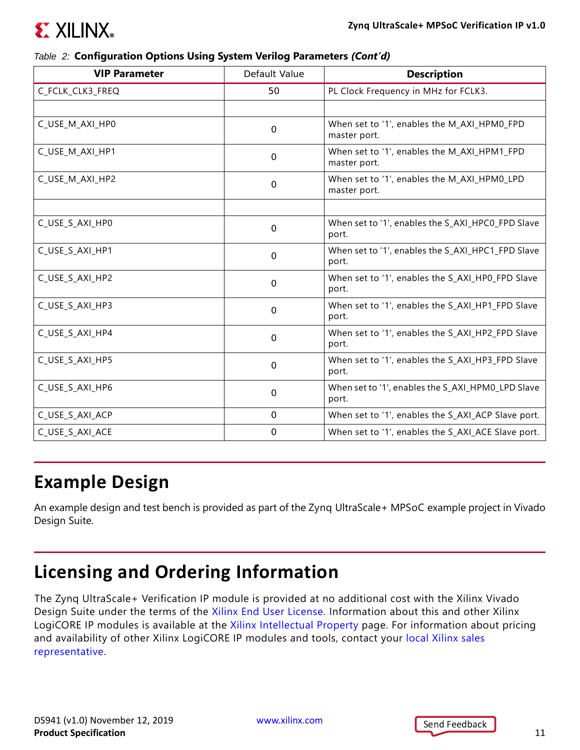Table 2: **Configuration Options Using System Verilog Parameters *(Cont'd)***

| VIP Parameter | Default Value | Description |
|---|---|---|
| C_FCLK_CLK3_FREQ | 50 | PL Clock Frequency in MHz for FCLK3. |
| | | |
| C_USE_M_AXI_HP0 | 0 | When set to '1', enables the M_AXI_HPM0_FPD master port. |
| C_USE_M_AXI_HP1 | 0 | When set to '1', enables the M_AXI_HPM1_FPD master port. |
| C_USE_M_AXI_HP2 | 0 | When set to '1', enables the M_AXI_HPM0_LPD master port. |
| | | |
| C_USE_S_AXI_HP0 | 0 | When set to '1', enables the S_AXI_HPC0_FPD Slave port. |
| C_USE_S_AXI_HP1 | 0 | When set to '1', enables the S_AXI_HPC1_FPD Slave port. |
| C_USE_S_AXI_HP2 | 0 | When set to '1', enables the S_AXI_HP0_FPD Slave port. |
| C_USE_S_AXI_HP3 | 0 | When set to '1', enables the S_AXI_HP1_FPD Slave port. |
| C_USE_S_AXI_HP4 | 0 | When set to '1', enables the S_AXI_HP2_FPD Slave port. |
| C_USE_S_AXI_HP5 | 0 | When set to '1', enables the S_AXI_HP3_FPD Slave port. |
| C_USE_S_AXI_HP6 | 0 | When set to '1', enables the S_AXI_HPM0_LPD Slave port. |
| C_USE_S_AXI_ACP | 0 | When set to '1', enables the S_AXI_ACP Slave port. |
| C_USE_S_AXI_ACE | 0 | When set to '1', enables the S_AXI_ACE Slave port. |

## Example Design

An example design and test bench is provided as part of the Zynq UltraScale+ MPSoC example project in Vivado Design Suite.

## Licensing and Ordering Information

The Zynq UltraScale+ Verification IP module is provided at no additional cost with the Xilinx Vivado Design Suite under the terms of the Xilinx End User License. Information about this and other Xilinx LogiCORE IP modules is available at the Xilinx Intellectual Property page. For information about pricing and availability of other Xilinx LogiCORE IP modules and tools, contact your local Xilinx sales representative.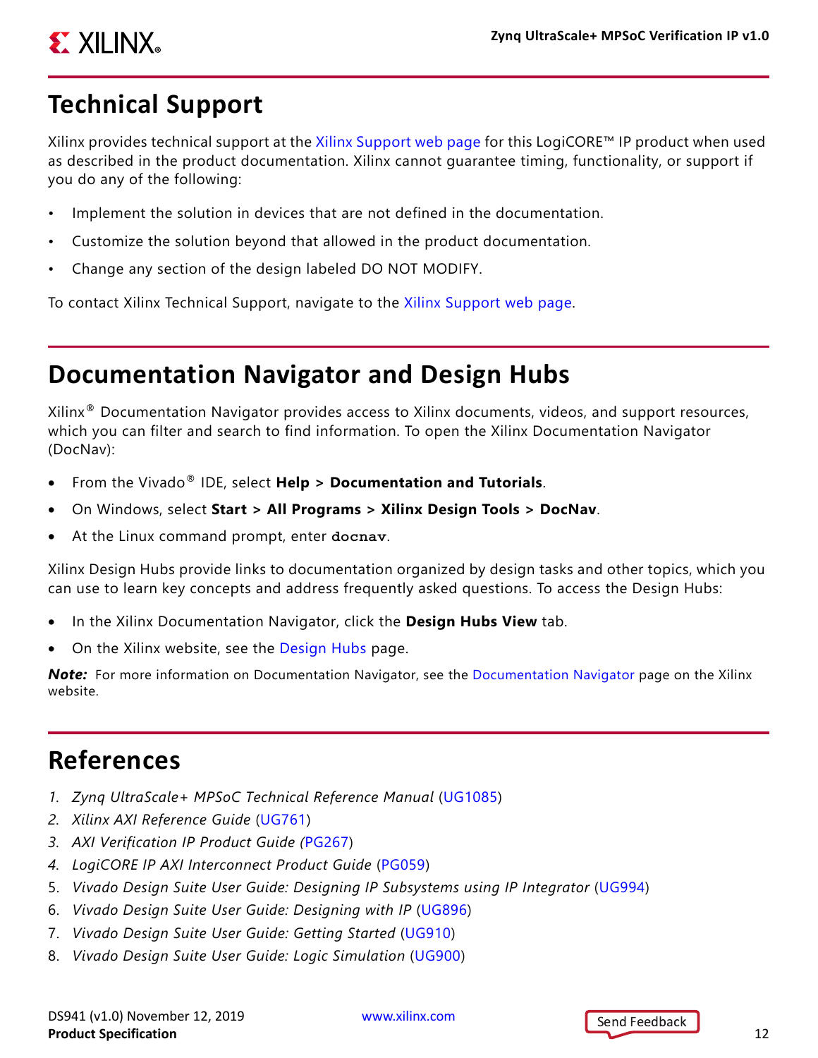## Technical Support

Xilinx provides technical support at the Xilinx Support web page for this LogiCORE™ IP product when used as described in the product documentation. Xilinx cannot guarantee timing, functionality, or support if you do any of the following:

- Implement the solution in devices that are not defined in the documentation.
- Customize the solution beyond that allowed in the product documentation.
- Change any section of the design labeled DO NOT MODIFY.

To contact Xilinx Technical Support, navigate to the Xilinx Support web page.

## Documentation Navigator and Design Hubs

Xilinx® Documentation Navigator provides access to Xilinx documents, videos, and support resources, which you can filter and search to find information. To open the Xilinx Documentation Navigator (DocNav):

- From the Vivado® IDE, select **Help > Documentation and Tutorials**.
- On Windows, select **Start > All Programs > Xilinx Design Tools > DocNav**.
- At the Linux command prompt, enter **docnav**.

Xilinx Design Hubs provide links to documentation organized by design tasks and other topics, which you can use to learn key concepts and address frequently asked questions. To access the Design Hubs:

- In the Xilinx Documentation Navigator, click the **Design Hubs View** tab.
- On the Xilinx website, see the Design Hubs page.

***Note:*** For more information on Documentation Navigator, see the Documentation Navigator page on the Xilinx website.

## References

1. *Zynq UltraScale+ MPSoC Technical Reference Manual* (UG1085)
2. *Xilinx AXI Reference Guide* (UG761)
3. *AXI Verification IP Product Guide* (PG267)
4. *LogiCORE IP AXI Interconnect Product Guide* (PG059)
5. *Vivado Design Suite User Guide: Designing IP Subsystems using IP Integrator* (UG994)
6. *Vivado Design Suite User Guide: Designing with IP* (UG896)
7. *Vivado Design Suite User Guide: Getting Started* (UG910)
8. *Vivado Design Suite User Guide: Logic Simulation* (UG900)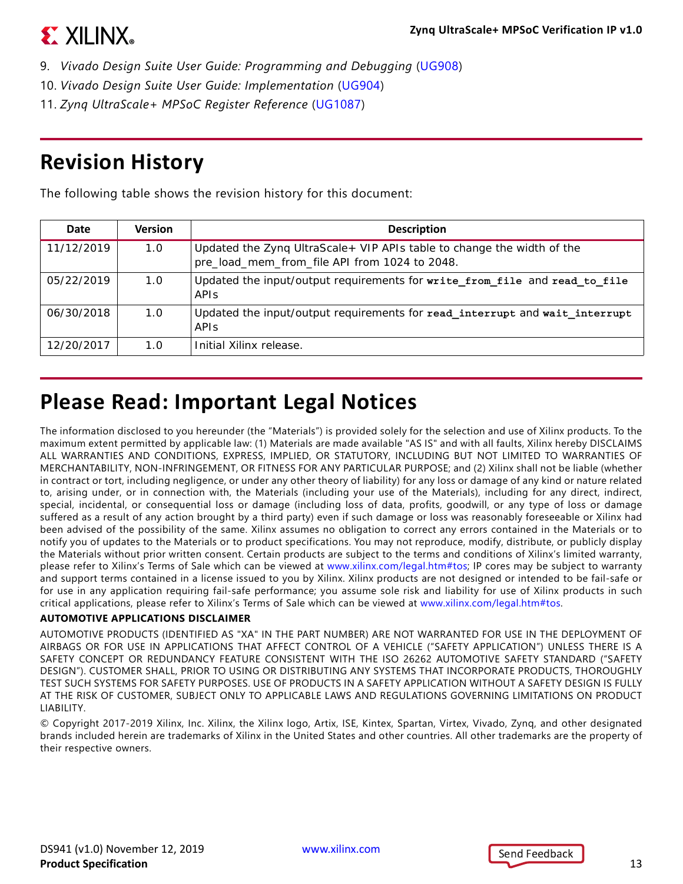9. *Vivado Design Suite User Guide: Programming and Debugging* (UG908)
10. *Vivado Design Suite User Guide: Implementation* (UG904)
11. *Zynq UltraScale+ MPSoC Register Reference* (UG1087)

## Revision History

The following table shows the revision history for this document:

| Date | Version | Description |
|---|---|---|
| 11/12/2019 | 1.0 | Updated the Zynq UltraScale+ VIP APIs table to change the width of the pre_load_mem_from_file API from 1024 to 2048. |
| 05/22/2019 | 1.0 | Updated the input/output requirements for **write_from_file** and **read_to_file** APIs |
| 06/30/2018 | 1.0 | Updated the input/output requirements for **read_interrupt** and **wait_interrupt** APIs |
| 12/20/2017 | 1.0 | Initial Xilinx release. |

## Please Read: Important Legal Notices

The information disclosed to you hereunder (the "Materials") is provided solely for the selection and use of Xilinx products. To the maximum extent permitted by applicable law: (1) Materials are made available "AS IS" and with all faults, Xilinx hereby DISCLAIMS ALL WARRANTIES AND CONDITIONS, EXPRESS, IMPLIED, OR STATUTORY, INCLUDING BUT NOT LIMITED TO WARRANTIES OF MERCHANTABILITY, NON-INFRINGEMENT, OR FITNESS FOR ANY PARTICULAR PURPOSE; and (2) Xilinx shall not be liable (whether in contract or tort, including negligence, or under any other theory of liability) for any loss or damage of any kind or nature related to, arising under, or in connection with, the Materials (including your use of the Materials), including for any direct, indirect, special, incidental, or consequential loss or damage (including loss of data, profits, goodwill, or any type of loss or damage suffered as a result of any action brought by a third party) even if such damage or loss was reasonably foreseeable or Xilinx had been advised of the possibility of the same. Xilinx assumes no obligation to correct any errors contained in the Materials or to notify you of updates to the Materials or to product specifications. You may not reproduce, modify, distribute, or publicly display the Materials without prior written consent. Certain products are subject to the terms and conditions of Xilinx's limited warranty, please refer to Xilinx's Terms of Sale which can be viewed at www.xilinx.com/legal.htm#tos; IP cores may be subject to warranty and support terms contained in a license issued to you by Xilinx. Xilinx products are not designed or intended to be fail-safe or for use in any application requiring fail-safe performance; you assume sole risk and liability for use of Xilinx products in such critical applications, please refer to Xilinx's Terms of Sale which can be viewed at www.xilinx.com/legal.htm#tos.

**AUTOMOTIVE APPLICATIONS DISCLAIMER**

AUTOMOTIVE PRODUCTS (IDENTIFIED AS "XA" IN THE PART NUMBER) ARE NOT WARRANTED FOR USE IN THE DEPLOYMENT OF AIRBAGS OR FOR USE IN APPLICATIONS THAT AFFECT CONTROL OF A VEHICLE ("SAFETY APPLICATION") UNLESS THERE IS A SAFETY CONCEPT OR REDUNDANCY FEATURE CONSISTENT WITH THE ISO 26262 AUTOMOTIVE SAFETY STANDARD ("SAFETY DESIGN"). CUSTOMER SHALL, PRIOR TO USING OR DISTRIBUTING ANY SYSTEMS THAT INCORPORATE PRODUCTS, THOROUGHLY TEST SUCH SYSTEMS FOR SAFETY PURPOSES. USE OF PRODUCTS IN A SAFETY APPLICATION WITHOUT A SAFETY DESIGN IS FULLY AT THE RISK OF CUSTOMER, SUBJECT ONLY TO APPLICABLE LAWS AND REGULATIONS GOVERNING LIMITATIONS ON PRODUCT LIABILITY.

© Copyright 2017-2019 Xilinx, Inc. Xilinx, the Xilinx logo, Artix, ISE, Kintex, Spartan, Virtex, Vivado, Zynq, and other designated brands included herein are trademarks of Xilinx in the United States and other countries. All other trademarks are the property of their respective owners.